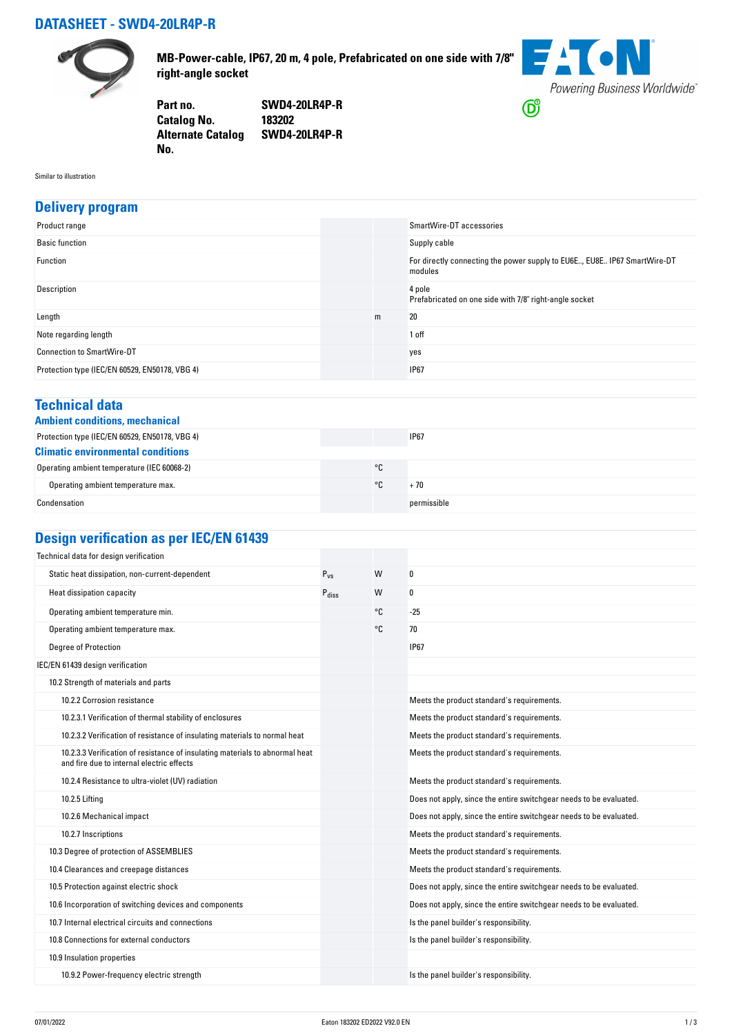# DATASHEET - SWD4-20LR4P-R

**MB-Power-cable, IP67, 20 m, 4 pole, Prefabricated on one side with 7/8" right-angle socket**

| | |
|---|---|
| **Part no.** | **SWD4-20LR4P-R** |
| **Catalog No.** | **183202** |
| **Alternate Catalog No.** | **SWD4-20LR4P-R** |

Similar to illustration

## Delivery program

| | | | |
|---|---|---|---|
| Product range | | | SmartWire-DT accessories |
| Basic function | | | Supply cable |
| Function | | | For directly connecting the power supply to EU6E.., EU8E.. IP67 SmartWire-DT modules |
| Description | | | 4 pole<br>Prefabricated on one side with 7/8" right-angle socket |
| Length | | m | 20 |
| Note regarding length | | | 1 off |
| Connection to SmartWire-DT | | | yes |
| Protection type (IEC/EN 60529, EN50178, VBG 4) | | | IP67 |

## Technical data

### Ambient conditions, mechanical

| | | | |
|---|---|---|---|
| Protection type (IEC/EN 60529, EN50178, VBG 4) | | | IP67 |

### Climatic environmental conditions

| | | | |
|---|---|---|---|
| Operating ambient temperature (IEC 60068-2) | | °C | |
| Operating ambient temperature max. | | °C | + 70 |
| Condensation | | | permissible |

## Design verification as per IEC/EN 61439

| | | | |
|---|---|---|---|
| Technical data for design verification | | | |
| Static heat dissipation, non-current-dependent | $P_{vs}$ | W | 0 |
| Heat dissipation capacity | $P_{diss}$ | W | 0 |
| Operating ambient temperature min. | | °C | -25 |
| Operating ambient temperature max. | | °C | 70 |
| Degree of Protection | | | IP67 |
| IEC/EN 61439 design verification | | | |
| 10.2 Strength of materials and parts | | | |
| 10.2.2 Corrosion resistance | | | Meets the product standard's requirements. |
| 10.2.3.1 Verification of thermal stability of enclosures | | | Meets the product standard's requirements. |
| 10.2.3.2 Verification of resistance of insulating materials to normal heat | | | Meets the product standard's requirements. |
| 10.2.3.3 Verification of resistance of insulating materials to abnormal heat and fire due to internal electric effects | | | Meets the product standard's requirements. |
| 10.2.4 Resistance to ultra-violet (UV) radiation | | | Meets the product standard's requirements. |
| 10.2.5 Lifting | | | Does not apply, since the entire switchgear needs to be evaluated. |
| 10.2.6 Mechanical impact | | | Does not apply, since the entire switchgear needs to be evaluated. |
| 10.2.7 Inscriptions | | | Meets the product standard's requirements. |
| 10.3 Degree of protection of ASSEMBLIES | | | Meets the product standard's requirements. |
| 10.4 Clearances and creepage distances | | | Meets the product standard's requirements. |
| 10.5 Protection against electric shock | | | Does not apply, since the entire switchgear needs to be evaluated. |
| 10.6 Incorporation of switching devices and components | | | Does not apply, since the entire switchgear needs to be evaluated. |
| 10.7 Internal electrical circuits and connections | | | Is the panel builder's responsibility. |
| 10.8 Connections for external conductors | | | Is the panel builder's responsibility. |
| 10.9 Insulation properties | | | |
| 10.9.2 Power-frequency electric strength | | | Is the panel builder's responsibility. |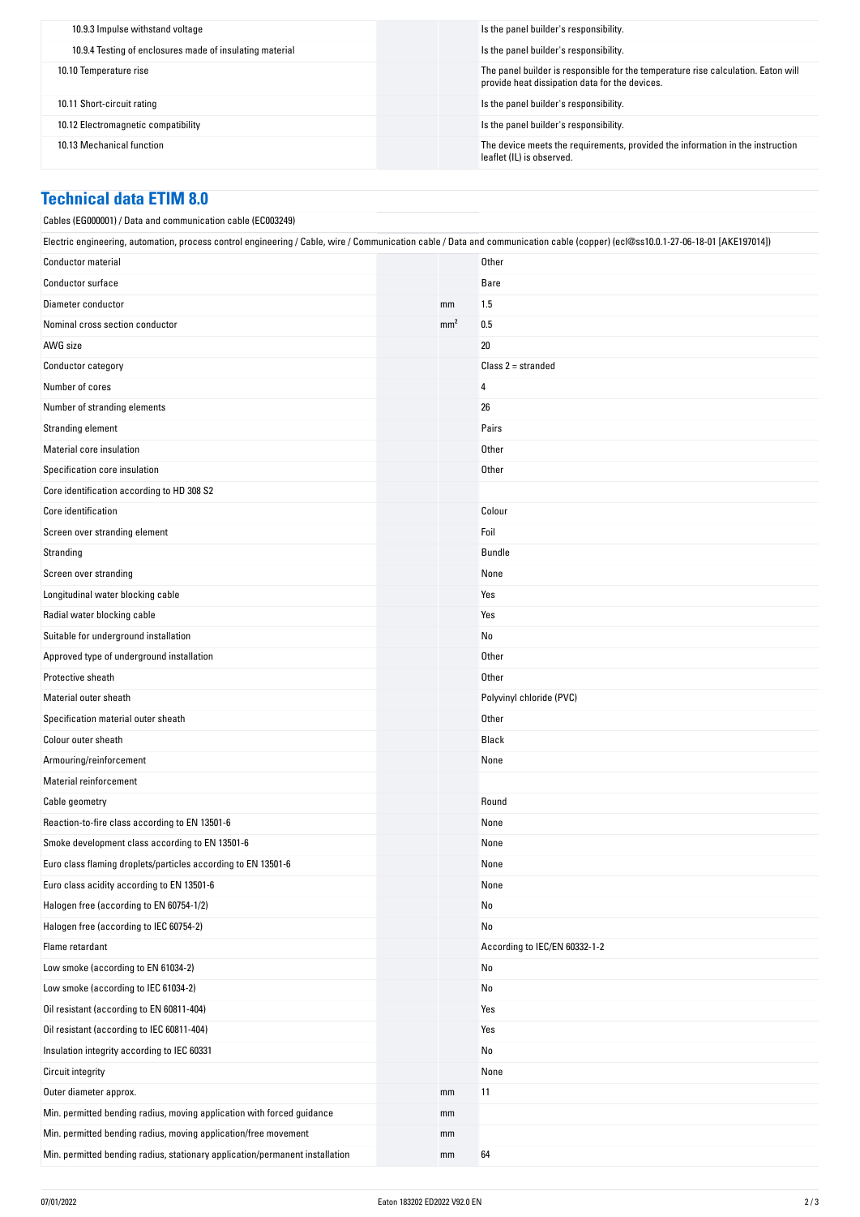| | | | |
|---|---|---|---|
| 10.9.3 Impulse withstand voltage | | | Is the panel builder's responsibility. |
| 10.9.4 Testing of enclosures made of insulating material | | | Is the panel builder's responsibility. |
| 10.10 Temperature rise | | | The panel builder is responsible for the temperature rise calculation. Eaton will provide heat dissipation data for the devices. |
| 10.11 Short-circuit rating | | | Is the panel builder's responsibility. |
| 10.12 Electromagnetic compatibility | | | Is the panel builder's responsibility. |
| 10.13 Mechanical function | | | The device meets the requirements, provided the information in the instruction leaflet (IL) is observed. |

## Technical data ETIM 8.0

Cables (EG000001) / Data and communication cable (EC003249)

Electric engineering, automation, process control engineering / Cable, wire / Communication cable / Data and communication cable (copper) (ecl@ss10.0.1-27-06-18-01 [AKE197014])

| | | | |
|---|---|---|---|
| Conductor material | | | Other |
| Conductor surface | | | Bare |
| Diameter conductor | | mm | 1.5 |
| Nominal cross section conductor | | $mm^2$ | 0.5 |
| AWG size | | | 20 |
| Conductor category | | | Class 2 = stranded |
| Number of cores | | | 4 |
| Number of stranding elements | | | 26 |
| Stranding element | | | Pairs |
| Material core insulation | | | Other |
| Specification core insulation | | | Other |
| Core identification according to HD 308 S2 | | | |
| Core identification | | | Colour |
| Screen over stranding element | | | Foil |
| Stranding | | | Bundle |
| Screen over stranding | | | None |
| Longitudinal water blocking cable | | | Yes |
| Radial water blocking cable | | | Yes |
| Suitable for underground installation | | | No |
| Approved type of underground installation | | | Other |
| Protective sheath | | | Other |
| Material outer sheath | | | Polyvinyl chloride (PVC) |
| Specification material outer sheath | | | Other |
| Colour outer sheath | | | Black |
| Armouring/reinforcement | | | None |
| Material reinforcement | | | |
| Cable geometry | | | Round |
| Reaction-to-fire class according to EN 13501-6 | | | None |
| Smoke development class according to EN 13501-6 | | | None |
| Euro class flaming droplets/particles according to EN 13501-6 | | | None |
| Euro class acidity according to EN 13501-6 | | | None |
| Halogen free (according to EN 60754-1/2) | | | No |
| Halogen free (according to IEC 60754-2) | | | No |
| Flame retardant | | | According to IEC/EN 60332-1-2 |
| Low smoke (according to EN 61034-2) | | | No |
| Low smoke (according to IEC 61034-2) | | | No |
| Oil resistant (according to EN 60811-404) | | | Yes |
| Oil resistant (according to IEC 60811-404) | | | Yes |
| Insulation integrity according to IEC 60331 | | | No |
| Circuit integrity | | | None |
| Outer diameter approx. | | mm | 11 |
| Min. permitted bending radius, moving application with forced guidance | | mm | |
| Min. permitted bending radius, moving application/free movement | | mm | |
| Min. permitted bending radius, stationary application/permanent installation | | mm | 64 |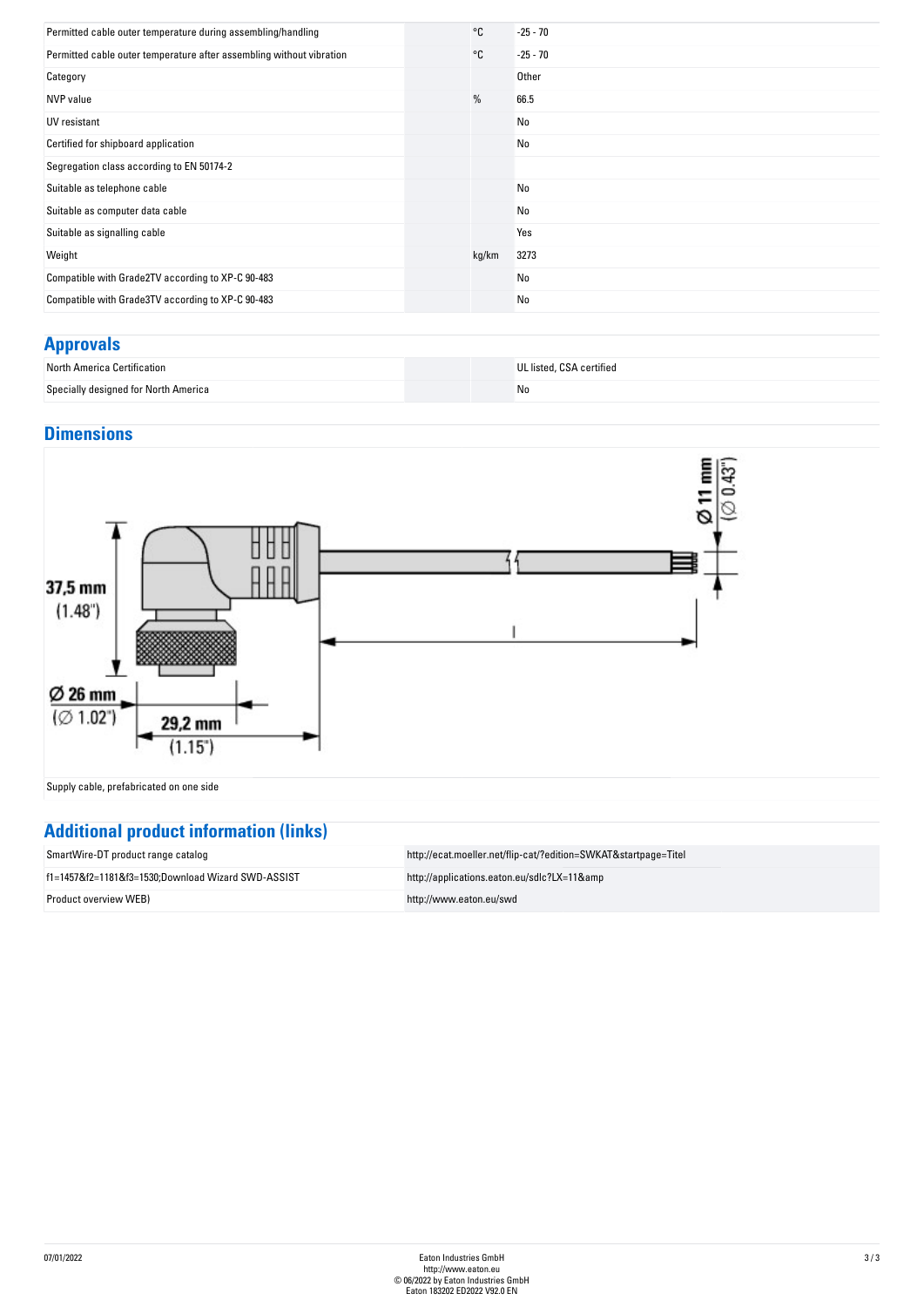| | | |
|---|---|---|
| Permitted cable outer temperature during assembling/handling | °C | -25 - 70 |
| Permitted cable outer temperature after assembling without vibration | °C | -25 - 70 |
| Category | | Other |
| NVP value | % | 66.5 |
| UV resistant | | No |
| Certified for shipboard application | | No |
| Segregation class according to EN 50174-2 | | |
| Suitable as telephone cable | | No |
| Suitable as computer data cable | | No |
| Suitable as signalling cable | | Yes |
| Weight | kg/km | 3273 |
| Compatible with Grade2TV according to XP-C 90-483 | | No |
| Compatible with Grade3TV according to XP-C 90-483 | | No |

## Approvals

| | | |
|---|---|---|
| North America Certification | | UL listed, CSA certified |
| Specially designed for North America | | No |

## Dimensions

37,5 mm
(1.48")

Ø 26 mm
(Ø 1.02")

29,2 mm
(1.15")

Ø 11 mm
(Ø 0.43")

l

Supply cable, prefabricated on one side

## Additional product information (links)

| | |
|---|---|
| SmartWire-DT product range catalog | http://ecat.moeller.net/flip-cat/?edition=SWKAT&startpage=Titel |
| f1=1457&f2=1181&f3=1530;Download Wizard SWD-ASSIST | http://applications.eaton.eu/sdlc?LX=11&amp |
| Product overview WEB) | http://www.eaton.eu/swd |